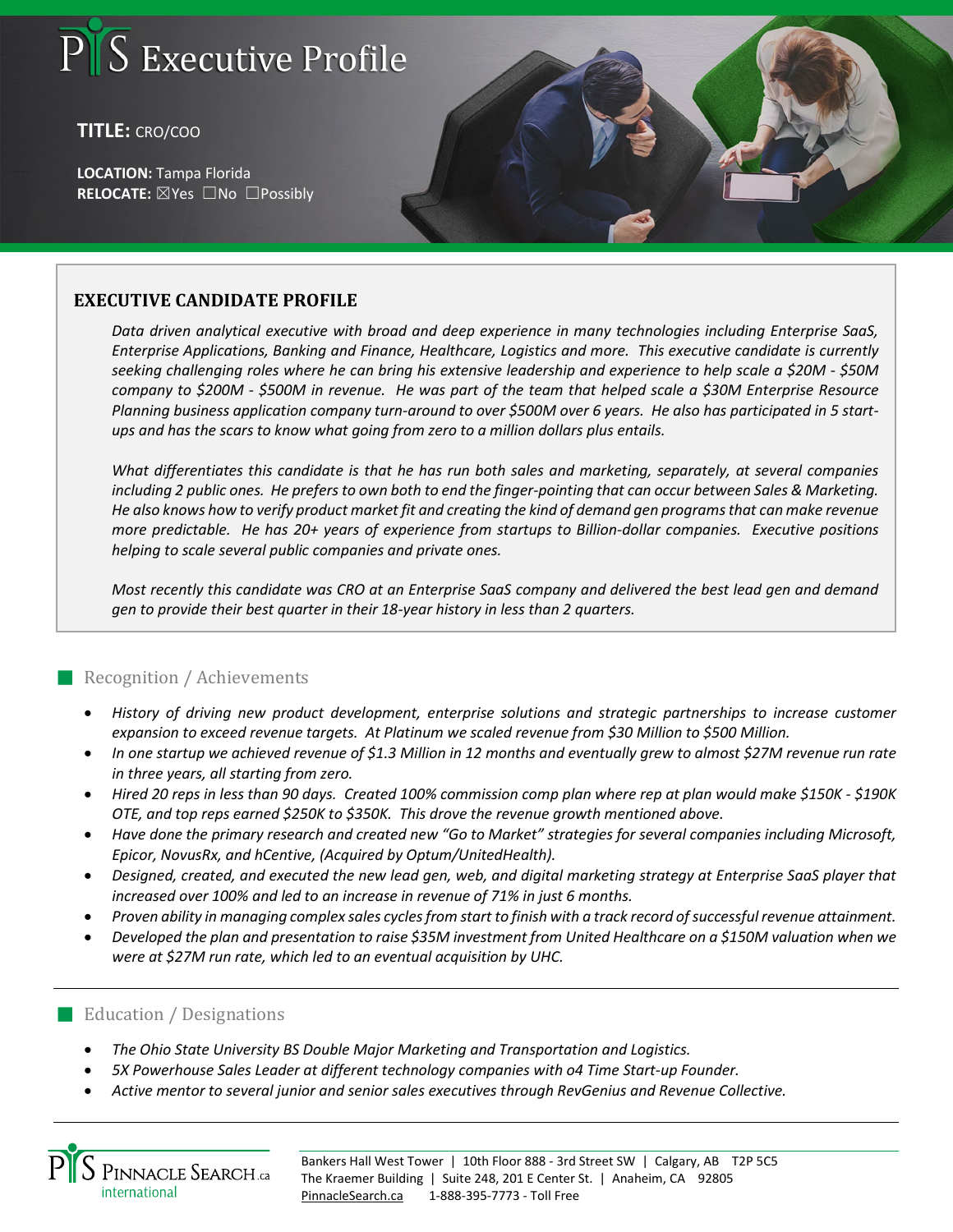# PS Executive Profile

**TITLE:** CRO/COO

**LOCATION:** Tampa Florida
**RELOCATE:** ☒Yes ☐No ☐Possibly

## EXECUTIVE CANDIDATE PROFILE

*Data driven analytical executive with broad and deep experience in many technologies including Enterprise SaaS, Enterprise Applications, Banking and Finance, Healthcare, Logistics and more. This executive candidate is currently seeking challenging roles where he can bring his extensive leadership and experience to help scale a $20M - $50M company to $200M - $500M in revenue. He was part of the team that helped scale a $30M Enterprise Resource Planning business application company turn-around to over $500M over 6 years. He also has participated in 5 start-ups and has the scars to know what going from zero to a million dollars plus entails.*

*What differentiates this candidate is that he has run both sales and marketing, separately, at several companies including 2 public ones. He prefers to own both to end the finger-pointing that can occur between Sales & Marketing. He also knows how to verify product market fit and creating the kind of demand gen programs that can make revenue more predictable. He has 20+ years of experience from startups to Billion-dollar companies. Executive positions helping to scale several public companies and private ones.*

*Most recently this candidate was CRO at an Enterprise SaaS company and delivered the best lead gen and demand gen to provide their best quarter in their 18-year history in less than 2 quarters.*

## Recognition / Achievements

- *History of driving new product development, enterprise solutions and strategic partnerships to increase customer expansion to exceed revenue targets. At Platinum we scaled revenue from $30 Million to $500 Million.*
- *In one startup we achieved revenue of $1.3 Million in 12 months and eventually grew to almost $27M revenue run rate in three years, all starting from zero.*
- *Hired 20 reps in less than 90 days. Created 100% commission comp plan where rep at plan would make $150K - $190K OTE, and top reps earned $250K to $350K. This drove the revenue growth mentioned above.*
- *Have done the primary research and created new "Go to Market" strategies for several companies including Microsoft, Epicor, NovusRx, and hCentive, (Acquired by Optum/UnitedHealth).*
- *Designed, created, and executed the new lead gen, web, and digital marketing strategy at Enterprise SaaS player that increased over 100% and led to an increase in revenue of 71% in just 6 months.*
- *Proven ability in managing complex sales cycles from start to finish with a track record of successful revenue attainment.*
- *Developed the plan and presentation to raise $35M investment from United Healthcare on a $150M valuation when we were at $27M run rate, which led to an eventual acquisition by UHC.*

## Education / Designations

- *The Ohio State University BS Double Major Marketing and Transportation and Logistics.*
- *5X Powerhouse Sales Leader at different technology companies with o4 Time Start-up Founder.*
- *Active mentor to several junior and senior sales executives through RevGenius and Revenue Collective.*

PS Pinnacle Search.ca international

Bankers Hall West Tower | 10th Floor 888 - 3rd Street SW | Calgary, AB T2P 5C5
The Kraemer Building | Suite 248, 201 E Center St. | Anaheim, CA 92805
PinnacleSearch.ca 1-888-395-7773 - Toll Free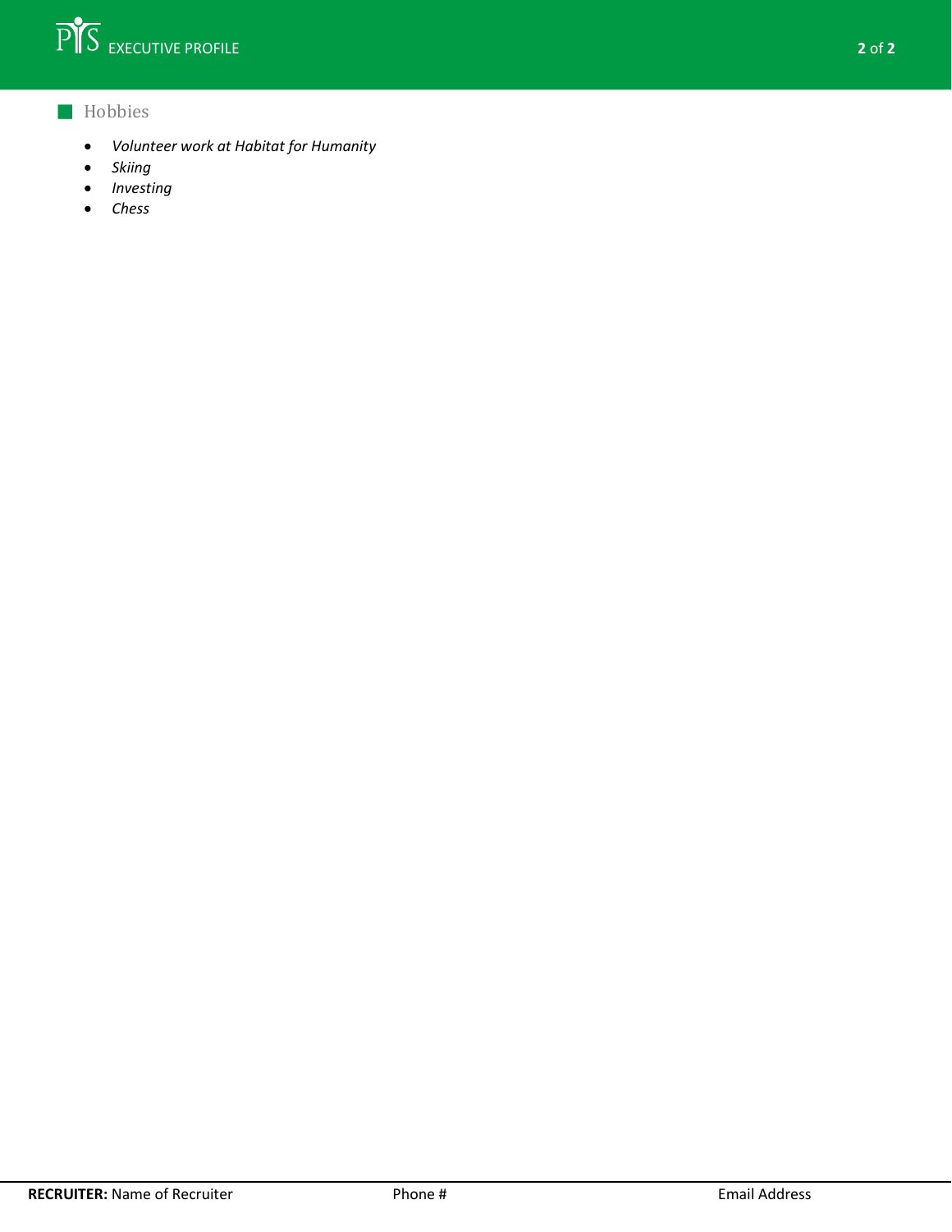## Hobbies

- *Volunteer work at Habitat for Humanity*
- *Skiing*
- *Investing*
- *Chess*